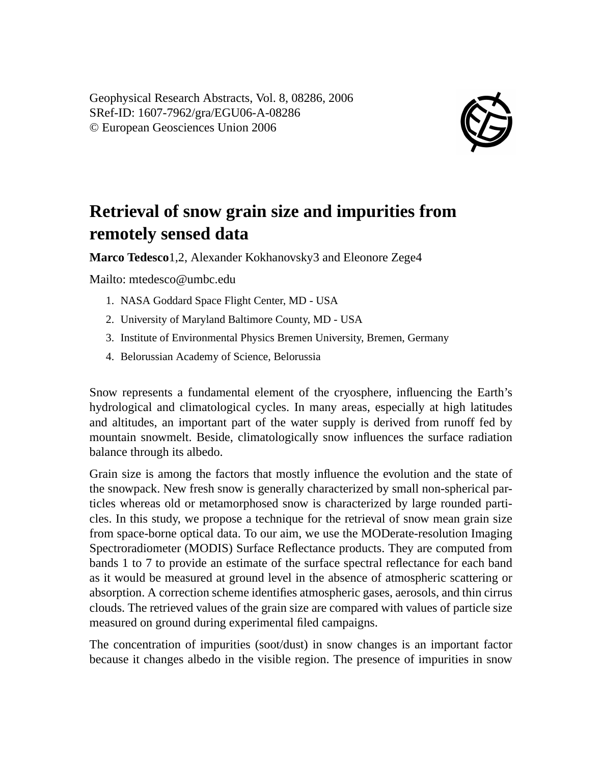Geophysical Research Abstracts, Vol. 8, 08286, 2006
SRef-ID: 1607-7962/gra/EGU06-A-08286
© European Geosciences Union 2006

# Retrieval of snow grain size and impurities from remotely sensed data

**Marco Tedesco**1,2, Alexander Kokhanovsky3 and Eleonore Zege4

Mailto: mtedesco@umbc.edu

1. NASA Goddard Space Flight Center, MD - USA
2. University of Maryland Baltimore County, MD - USA
3. Institute of Environmental Physics Bremen University, Bremen, Germany
4. Belorussian Academy of Science, Belorussia

Snow represents a fundamental element of the cryosphere, influencing the Earth's hydrological and climatological cycles. In many areas, especially at high latitudes and altitudes, an important part of the water supply is derived from runoff fed by mountain snowmelt. Beside, climatologically snow influences the surface radiation balance through its albedo.

Grain size is among the factors that mostly influence the evolution and the state of the snowpack. New fresh snow is generally characterized by small non-spherical particles whereas old or metamorphosed snow is characterized by large rounded particles. In this study, we propose a technique for the retrieval of snow mean grain size from space-borne optical data. To our aim, we use the MODerate-resolution Imaging Spectroradiometer (MODIS) Surface Reflectance products. They are computed from bands 1 to 7 to provide an estimate of the surface spectral reflectance for each band as it would be measured at ground level in the absence of atmospheric scattering or absorption. A correction scheme identifies atmospheric gases, aerosols, and thin cirrus clouds. The retrieved values of the grain size are compared with values of particle size measured on ground during experimental filed campaigns.

The concentration of impurities (soot/dust) in snow changes is an important factor because it changes albedo in the visible region. The presence of impurities in snow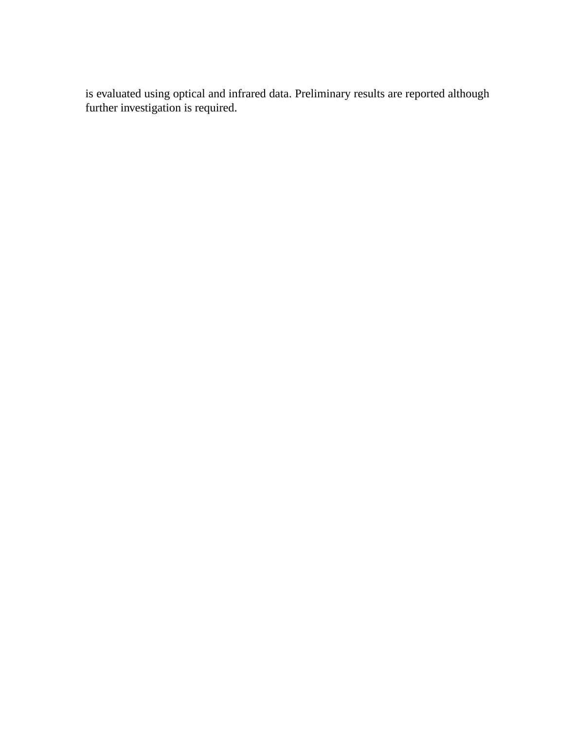is evaluated using optical and infrared data. Preliminary results are reported although further investigation is required.